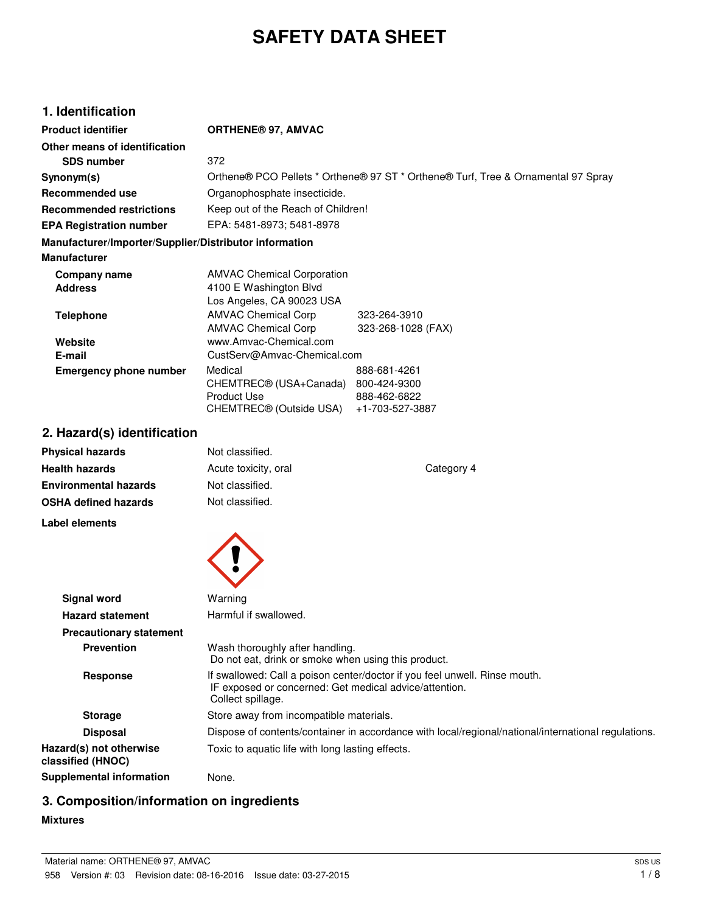# SAFETY DATA SHEET

## 1. Identification

| | |
|---|---|
| **Product identifier** | **ORTHENE® 97, AMVAC** |
| **Other means of identification** | |
| **SDS number** | 372 |
| **Synonym(s)** | Orthene® PCO Pellets * Orthene® 97 ST * Orthene® Turf, Tree & Ornamental 97 Spray |
| **Recommended use** | Organophosphate insecticide. |
| **Recommended restrictions** | Keep out of the Reach of Children! |
| **EPA Registration number** | EPA: 5481-8973; 5481-8978 |

**Manufacturer/Importer/Supplier/Distributor information**

**Manufacturer**

| | | |
|---|---|---|
| **Company name** | AMVAC Chemical Corporation | |
| **Address** | 4100 E Washington Blvd<br>Los Angeles, CA 90023 USA | |
| **Telephone** | AMVAC Chemical Corp | 323-264-3910 |
| | AMVAC Chemical Corp | 323-268-1028 (FAX) |
| **Website** | www.Amvac-Chemical.com | |
| **E-mail** | CustServ@Amvac-Chemical.com | |
| **Emergency phone number** | Medical | 888-681-4261 |
| | CHEMTREC® (USA+Canada) | 800-424-9300 |
| | Product Use | 888-462-6822 |
| | CHEMTREC® (Outside USA) | +1-703-527-3887 |

## 2. Hazard(s) identification

| | | |
|---|---|---|
| **Physical hazards** | Not classified. | |
| **Health hazards** | Acute toxicity, oral | Category 4 |
| **Environmental hazards** | Not classified. | |
| **OSHA defined hazards** | Not classified. | |

**Label elements**

| | |
|---|---|
| **Signal word** | Warning |
| **Hazard statement** | Harmful if swallowed. |
| **Precautionary statement** | |
| **Prevention** | Wash thoroughly after handling.<br>Do not eat, drink or smoke when using this product. |
| **Response** | If swallowed: Call a poison center/doctor if you feel unwell. Rinse mouth.<br>IF exposed or concerned: Get medical advice/attention.<br>Collect spillage. |
| **Storage** | Store away from incompatible materials. |
| **Disposal** | Dispose of contents/container in accordance with local/regional/national/international regulations. |
| **Hazard(s) not otherwise classified (HNOC)** | Toxic to aquatic life with long lasting effects. |
| **Supplemental information** | None. |

## 3. Composition/information on ingredients

**Mixtures**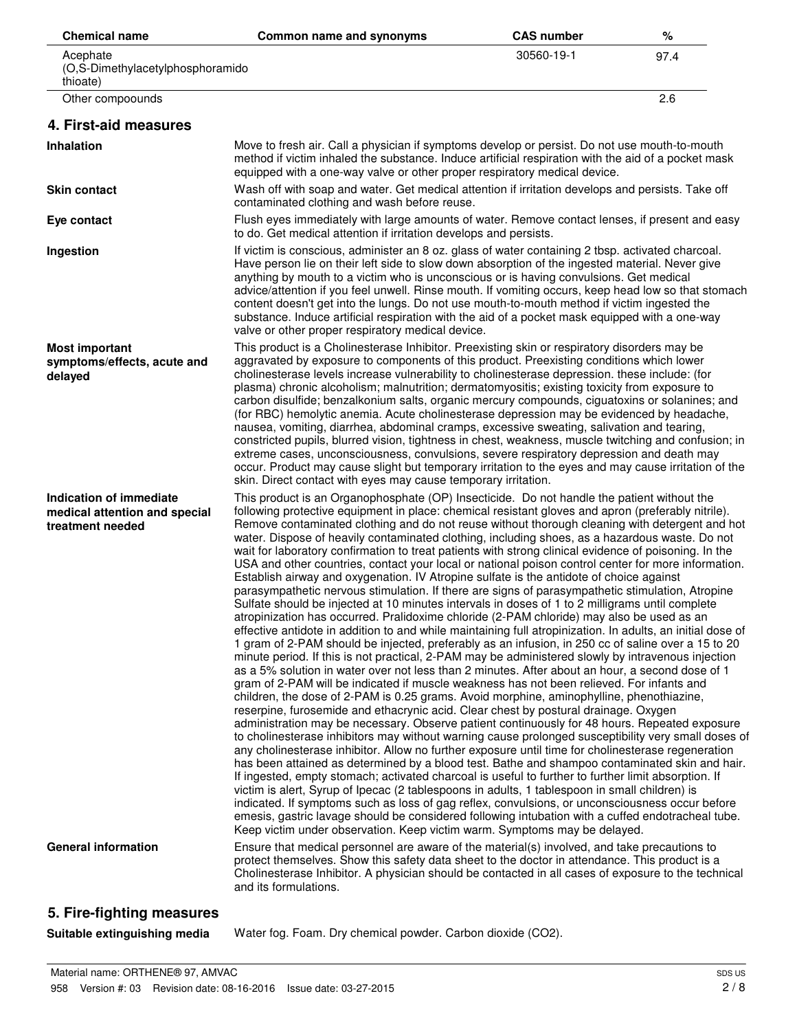| Chemical name | Common name and synonyms | CAS number | % |
|---|---|---|---|
| Acephate (O,S-Dimethylacetylphosphoramido thioate) | | 30560-19-1 | 97.4 |
| Other compoounds | | | 2.6 |

## 4. First-aid measures

**Inhalation**

Move to fresh air. Call a physician if symptoms develop or persist. Do not use mouth-to-mouth method if victim inhaled the substance. Induce artificial respiration with the aid of a pocket mask equipped with a one-way valve or other proper respiratory medical device.

**Skin contact**

Wash off with soap and water. Get medical attention if irritation develops and persists. Take off contaminated clothing and wash before reuse.

**Eye contact**

Flush eyes immediately with large amounts of water. Remove contact lenses, if present and easy to do. Get medical attention if irritation develops and persists.

**Ingestion**

If victim is conscious, administer an 8 oz. glass of water containing 2 tbsp. activated charcoal. Have person lie on their left side to slow down absorption of the ingested material. Never give anything by mouth to a victim who is unconscious or is having convulsions. Get medical advice/attention if you feel unwell. Rinse mouth. If vomiting occurs, keep head low so that stomach content doesn't get into the lungs. Do not use mouth-to-mouth method if victim ingested the substance. Induce artificial respiration with the aid of a pocket mask equipped with a one-way valve or other proper respiratory medical device.

**Most important symptoms/effects, acute and delayed**

This product is a Cholinesterase Inhibitor. Preexisting skin or respiratory disorders may be aggravated by exposure to components of this product. Preexisting conditions which lower cholinesterase levels increase vulnerability to cholinesterase depression. these include: (for plasma) chronic alcoholism; malnutrition; dermatomyositis; existing toxicity from exposure to carbon disulfide; benzalkonium salts, organic mercury compounds, ciguatoxins or solanines; and (for RBC) hemolytic anemia. Acute cholinesterase depression may be evidenced by headache, nausea, vomiting, diarrhea, abdominal cramps, excessive sweating, salivation and tearing, constricted pupils, blurred vision, tightness in chest, weakness, muscle twitching and confusion; in extreme cases, unconsciousness, convulsions, severe respiratory depression and death may occur. Product may cause slight but temporary irritation to the eyes and may cause irritation of the skin. Direct contact with eyes may cause temporary irritation.

**Indication of immediate medical attention and special treatment needed**

This product is an Organophosphate (OP) Insecticide. Do not handle the patient without the following protective equipment in place: chemical resistant gloves and apron (preferably nitrile). Remove contaminated clothing and do not reuse without thorough cleaning with detergent and hot water. Dispose of heavily contaminated clothing, including shoes, as a hazardous waste. Do not wait for laboratory confirmation to treat patients with strong clinical evidence of poisoning. In the USA and other countries, contact your local or national poison control center for more information. Establish airway and oxygenation. IV Atropine sulfate is the antidote of choice against parasympathetic nervous stimulation. If there are signs of parasympathetic stimulation, Atropine Sulfate should be injected at 10 minutes intervals in doses of 1 to 2 milligrams until complete atropinization has occurred. Pralidoxime chloride (2-PAM chloride) may also be used as an effective antidote in addition to and while maintaining full atropinization. In adults, an initial dose of 1 gram of 2-PAM should be injected, preferably as an infusion, in 250 cc of saline over a 15 to 20 minute period. If this is not practical, 2-PAM may be administered slowly by intravenous injection as a 5% solution in water over not less than 2 minutes. After about an hour, a second dose of 1 gram of 2-PAM will be indicated if muscle weakness has not been relieved. For infants and children, the dose of 2-PAM is 0.25 grams. Avoid morphine, aminophylline, phenothiazine, reserpine, furosemide and ethacrynic acid. Clear chest by postural drainage. Oxygen administration may be necessary. Observe patient continuously for 48 hours. Repeated exposure to cholinesterase inhibitors may without warning cause prolonged susceptibility very small doses of any cholinesterase inhibitor. Allow no further exposure until time for cholinesterase regeneration has been attained as determined by a blood test. Bathe and shampoo contaminated skin and hair. If ingested, empty stomach; activated charcoal is useful to further to further limit absorption. If victim is alert, Syrup of Ipecac (2 tablespoons in adults, 1 tablespoon in small children) is indicated. If symptoms such as loss of gag reflex, convulsions, or unconsciousness occur before emesis, gastric lavage should be considered following intubation with a cuffed endotracheal tube. Keep victim under observation. Keep victim warm. Symptoms may be delayed.

**General information**

Ensure that medical personnel are aware of the material(s) involved, and take precautions to protect themselves. Show this safety data sheet to the doctor in attendance. This product is a Cholinesterase Inhibitor. A physician should be contacted in all cases of exposure to the technical and its formulations.

## 5. Fire-fighting measures

**Suitable extinguishing media**

Water fog. Foam. Dry chemical powder. Carbon dioxide ($CO_2$).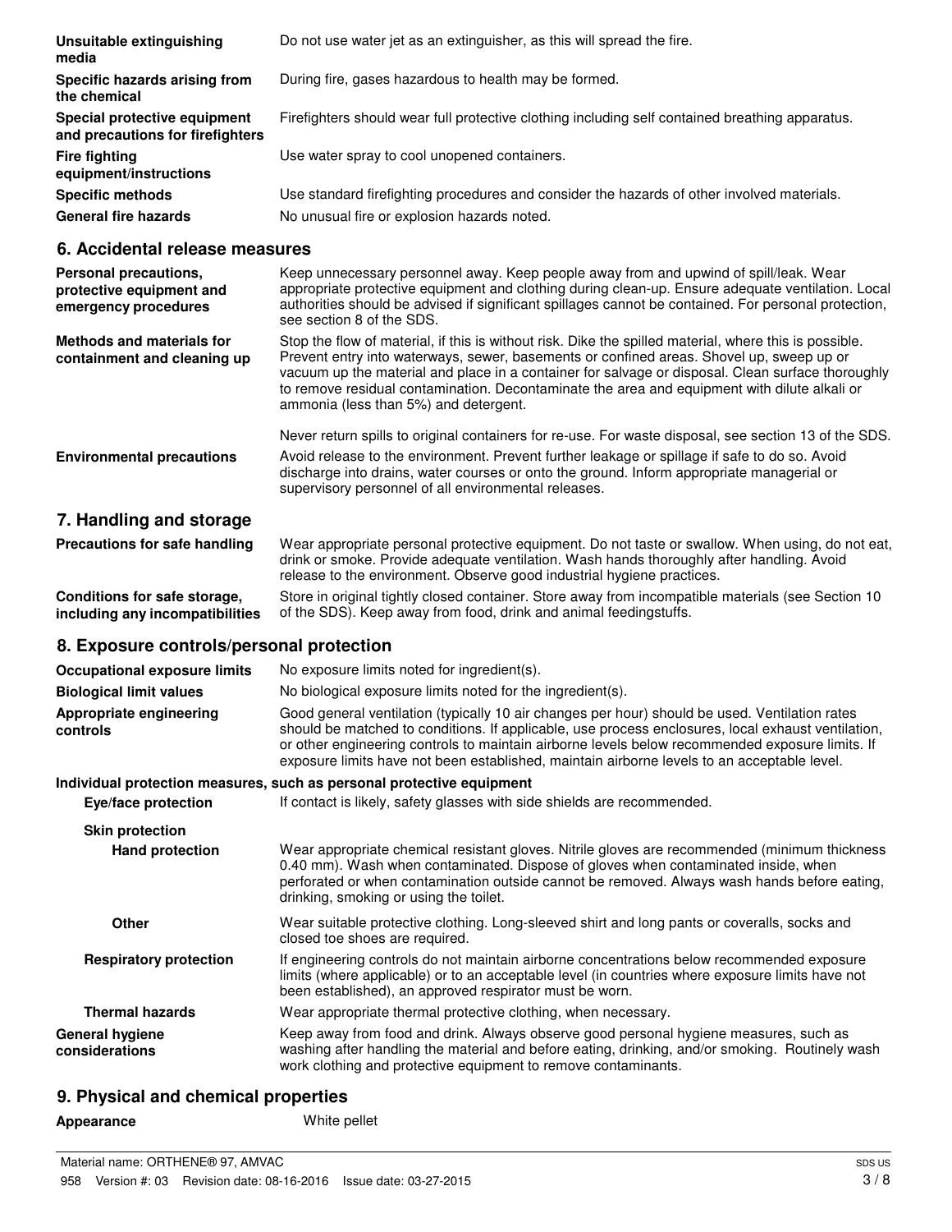| | |
|---|---|
| **Unsuitable extinguishing media** | Do not use water jet as an extinguisher, as this will spread the fire. |
| **Specific hazards arising from the chemical** | During fire, gases hazardous to health may be formed. |
| **Special protective equipment and precautions for firefighters** | Firefighters should wear full protective clothing including self contained breathing apparatus. |
| **Fire fighting equipment/instructions** | Use water spray to cool unopened containers. |
| **Specific methods** | Use standard firefighting procedures and consider the hazards of other involved materials. |
| **General fire hazards** | No unusual fire or explosion hazards noted. |

## 6. Accidental release measures

| | |
|---|---|
| **Personal precautions, protective equipment and emergency procedures** | Keep unnecessary personnel away. Keep people away from and upwind of spill/leak. Wear appropriate protective equipment and clothing during clean-up. Ensure adequate ventilation. Local authorities should be advised if significant spillages cannot be contained. For personal protection, see section 8 of the SDS. |
| **Methods and materials for containment and cleaning up** | Stop the flow of material, if this is without risk. Dike the spilled material, where this is possible. Prevent entry into waterways, sewer, basements or confined areas. Shovel up, sweep up or vacuum up the material and place in a container for salvage or disposal. Clean surface thoroughly to remove residual contamination. Decontaminate the area and equipment with dilute alkali or ammonia (less than 5%) and detergent.<br><br>Never return spills to original containers for re-use. For waste disposal, see section 13 of the SDS. |
| **Environmental precautions** | Avoid release to the environment. Prevent further leakage or spillage if safe to do so. Avoid discharge into drains, water courses or onto the ground. Inform appropriate managerial or supervisory personnel of all environmental releases. |

## 7. Handling and storage

| | |
|---|---|
| **Precautions for safe handling** | Wear appropriate personal protective equipment. Do not taste or swallow. When using, do not eat, drink or smoke. Provide adequate ventilation. Wash hands thoroughly after handling. Avoid release to the environment. Observe good industrial hygiene practices. |
| **Conditions for safe storage, including any incompatibilities** | Store in original tightly closed container. Store away from incompatible materials (see Section 10 of the SDS). Keep away from food, drink and animal feedingstuffs. |

## 8. Exposure controls/personal protection

| | |
|---|---|
| **Occupational exposure limits** | No exposure limits noted for ingredient(s). |
| **Biological limit values** | No biological exposure limits noted for the ingredient(s). |
| **Appropriate engineering controls** | Good general ventilation (typically 10 air changes per hour) should be used. Ventilation rates should be matched to conditions. If applicable, use process enclosures, local exhaust ventilation, or other engineering controls to maintain airborne levels below recommended exposure limits. If exposure limits have not been established, maintain airborne levels to an acceptable level. |

**Individual protection measures, such as personal protective equipment**

| | |
|---|---|
| **Eye/face protection** | If contact is likely, safety glasses with side shields are recommended. |
| **Skin protection** | |
| **Hand protection** | Wear appropriate chemical resistant gloves. Nitrile gloves are recommended (minimum thickness 0.40 mm). Wash when contaminated. Dispose of gloves when contaminated inside, when perforated or when contamination outside cannot be removed. Always wash hands before eating, drinking, smoking or using the toilet. |
| **Other** | Wear suitable protective clothing. Long-sleeved shirt and long pants or coveralls, socks and closed toe shoes are required. |
| **Respiratory protection** | If engineering controls do not maintain airborne concentrations below recommended exposure limits (where applicable) or to an acceptable level (in countries where exposure limits have not been established), an approved respirator must be worn. |
| **Thermal hazards** | Wear appropriate thermal protective clothing, when necessary. |
| **General hygiene considerations** | Keep away from food and drink. Always observe good personal hygiene measures, such as washing after handling the material and before eating, drinking, and/or smoking. Routinely wash work clothing and protective equipment to remove contaminants. |

## 9. Physical and chemical properties

| | |
|---|---|
| **Appearance** | White pellet |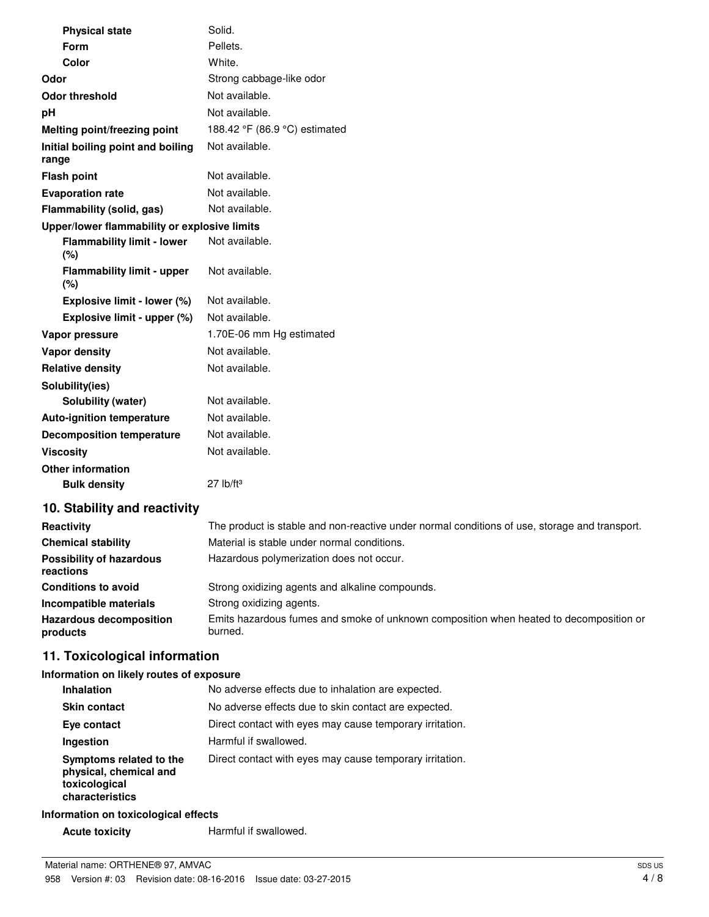| | |
|---|---|
| **Physical state** | Solid. |
| **Form** | Pellets. |
| **Color** | White. |
| **Odor** | Strong cabbage-like odor |
| **Odor threshold** | Not available. |
| **pH** | Not available. |
| **Melting point/freezing point** | 188.42 °F (86.9 °C) estimated |
| **Initial boiling point and boiling range** | Not available. |
| **Flash point** | Not available. |
| **Evaporation rate** | Not available. |
| **Flammability (solid, gas)** | Not available. |
| **Upper/lower flammability or explosive limits** | |
| **Flammability limit - lower (%)** | Not available. |
| **Flammability limit - upper (%)** | Not available. |
| **Explosive limit - lower (%)** | Not available. |
| **Explosive limit - upper (%)** | Not available. |
| **Vapor pressure** | 1.70E-06 mm Hg estimated |
| **Vapor density** | Not available. |
| **Relative density** | Not available. |
| **Solubility(ies)** | |
| **Solubility (water)** | Not available. |
| **Auto-ignition temperature** | Not available. |
| **Decomposition temperature** | Not available. |
| **Viscosity** | Not available. |
| **Other information** | |
| **Bulk density** | 27 lb/ft³ |

## 10. Stability and reactivity

| | |
|---|---|
| **Reactivity** | The product is stable and non-reactive under normal conditions of use, storage and transport. |
| **Chemical stability** | Material is stable under normal conditions. |
| **Possibility of hazardous reactions** | Hazardous polymerization does not occur. |
| **Conditions to avoid** | Strong oxidizing agents and alkaline compounds. |
| **Incompatible materials** | Strong oxidizing agents. |
| **Hazardous decomposition products** | Emits hazardous fumes and smoke of unknown composition when heated to decomposition or burned. |

## 11. Toxicological information

**Information on likely routes of exposure**

| | |
|---|---|
| **Inhalation** | No adverse effects due to inhalation are expected. |
| **Skin contact** | No adverse effects due to skin contact are expected. |
| **Eye contact** | Direct contact with eyes may cause temporary irritation. |
| **Ingestion** | Harmful if swallowed. |
| **Symptoms related to the physical, chemical and toxicological characteristics** | Direct contact with eyes may cause temporary irritation. |

**Information on toxicological effects**

| | |
|---|---|
| **Acute toxicity** | Harmful if swallowed. |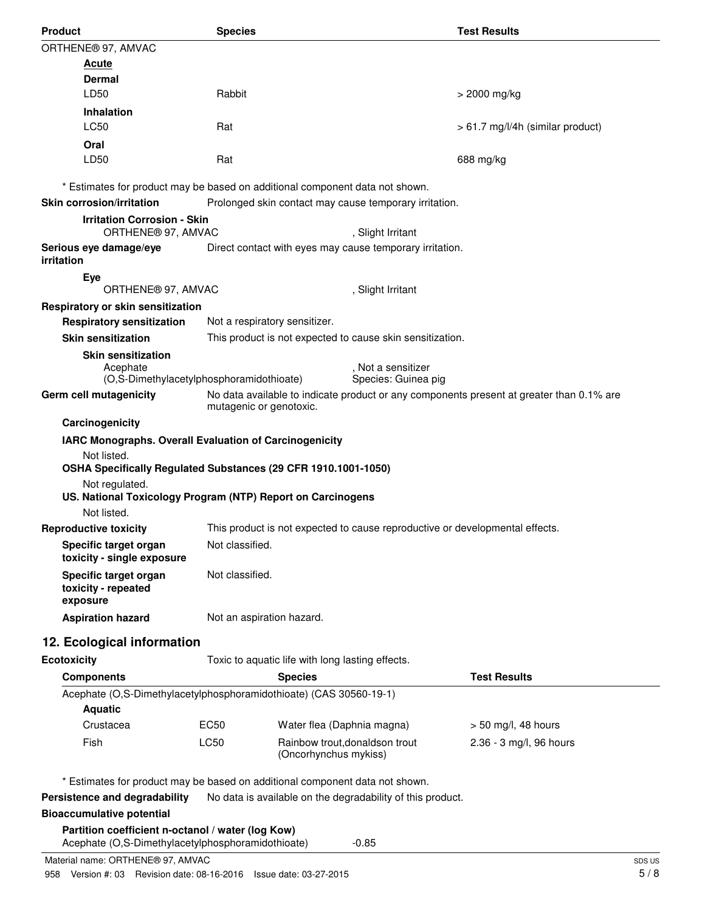| Product | Species | Test Results |
| --- | --- | --- |
| ORTHENE® 97, AMVAC | | |
| **Acute** | | |
| **Dermal** | | |
| LD50 | Rabbit | > 2000 mg/kg |
| **Inhalation** | | |
| LC50 | Rat | > 61.7 mg/l/4h (similar product) |
| **Oral** | | |
| LD50 | Rat | 688 mg/kg |

* Estimates for product may be based on additional component data not shown.

**Skin corrosion/irritation** Prolonged skin contact may cause temporary irritation.

**Irritation Corrosion - Skin**
ORTHENE® 97, AMVAC , Slight Irritant

**Serious eye damage/eye irritation** Direct contact with eyes may cause temporary irritation.

**Eye**
ORTHENE® 97, AMVAC , Slight Irritant

**Respiratory or skin sensitization**

**Respiratory sensitization** Not a respiratory sensitizer.

**Skin sensitization** This product is not expected to cause skin sensitization.

**Skin sensitization**
Acephate (O,S-Dimethylacetylphosphoramidothioate) , Not a sensitizer
Species: Guinea pig

**Germ cell mutagenicity** No data available to indicate product or any components present at greater than 0.1% are mutagenic or genotoxic.

**Carcinogenicity**

**IARC Monographs. Overall Evaluation of Carcinogenicity**

Not listed.

**OSHA Specifically Regulated Substances (29 CFR 1910.1001-1050)**

Not regulated.

**US. National Toxicology Program (NTP) Report on Carcinogens**

Not listed.

**Reproductive toxicity** This product is not expected to cause reproductive or developmental effects.

**Specific target organ toxicity - single exposure** Not classified.

**Specific target organ toxicity - repeated exposure** Not classified.

**Aspiration hazard** Not an aspiration hazard.

## 12. Ecological information

**Ecotoxicity** Toxic to aquatic life with long lasting effects.

| Components | | Species | Test Results |
| --- | --- | --- | --- |
| Acephate (O,S-Dimethylacetylphosphoramidothioate) (CAS 30560-19-1) | | | |
| **Aquatic** | | | |
| Crustacea | EC50 | Water flea (Daphnia magna) | > 50 mg/l, 48 hours |
| Fish | LC50 | Rainbow trout,donaldson trout (Oncorhynchus mykiss) | 2.36 - 3 mg/l, 96 hours |

* Estimates for product may be based on additional component data not shown.

**Persistence and degradability** No data is available on the degradability of this product.

**Bioaccumulative potential**

**Partition coefficient n-octanol / water (log Kow)**
Acephate (O,S-Dimethylacetylphosphoramidothioate) -0.85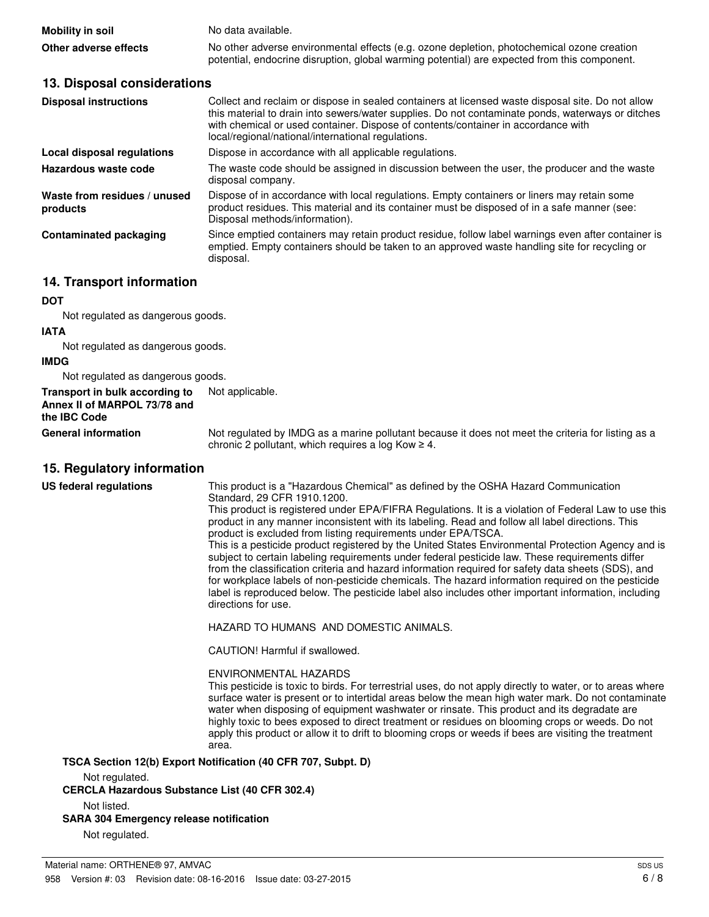**Mobility in soil** No data available.

**Other adverse effects** No other adverse environmental effects (e.g. ozone depletion, photochemical ozone creation potential, endocrine disruption, global warming potential) are expected from this component.

## 13. Disposal considerations

**Disposal instructions** Collect and reclaim or dispose in sealed containers at licensed waste disposal site. Do not allow this material to drain into sewers/water supplies. Do not contaminate ponds, waterways or ditches with chemical or used container. Dispose of contents/container in accordance with local/regional/national/international regulations.

**Local disposal regulations** Dispose in accordance with all applicable regulations.

**Hazardous waste code** The waste code should be assigned in discussion between the user, the producer and the waste disposal company.

**Waste from residues / unused products** Dispose of in accordance with local regulations. Empty containers or liners may retain some product residues. This material and its container must be disposed of in a safe manner (see: Disposal methods/information).

**Contaminated packaging** Since emptied containers may retain product residue, follow label warnings even after container is emptied. Empty containers should be taken to an approved waste handling site for recycling or disposal.

## 14. Transport information

**DOT**

Not regulated as dangerous goods.

**IATA**

Not regulated as dangerous goods.

**IMDG**

Not regulated as dangerous goods.

**Transport in bulk according to Annex II of MARPOL 73/78 and the IBC Code** Not applicable.

**General information** Not regulated by IMDG as a marine pollutant because it does not meet the criteria for listing as a chronic 2 pollutant, which requires a log Kow ≥ 4.

## 15. Regulatory information

**US federal regulations** This product is a "Hazardous Chemical" as defined by the OSHA Hazard Communication Standard, 29 CFR 1910.1200.
This product is registered under EPA/FIFRA Regulations. It is a violation of Federal Law to use this product in any manner inconsistent with its labeling. Read and follow all label directions. This product is excluded from listing requirements under EPA/TSCA.
This is a pesticide product registered by the United States Environmental Protection Agency and is subject to certain labeling requirements under federal pesticide law. These requirements differ from the classification criteria and hazard information required for safety data sheets (SDS), and for workplace labels of non-pesticide chemicals. The hazard information required on the pesticide label is reproduced below. The pesticide label also includes other important information, including directions for use.

HAZARD TO HUMANS AND DOMESTIC ANIMALS.

CAUTION! Harmful if swallowed.

ENVIRONMENTAL HAZARDS
This pesticide is toxic to birds. For terrestrial uses, do not apply directly to water, or to areas where surface water is present or to intertidal areas below the mean high water mark. Do not contaminate water when disposing of equipment washwater or rinsate. This product and its degradate are highly toxic to bees exposed to direct treatment or residues on blooming crops or weeds. Do not apply this product or allow it to drift to blooming crops or weeds if bees are visiting the treatment area.

**TSCA Section 12(b) Export Notification (40 CFR 707, Subpt. D)**

Not regulated.

**CERCLA Hazardous Substance List (40 CFR 302.4)**

Not listed.

**SARA 304 Emergency release notification**

Not regulated.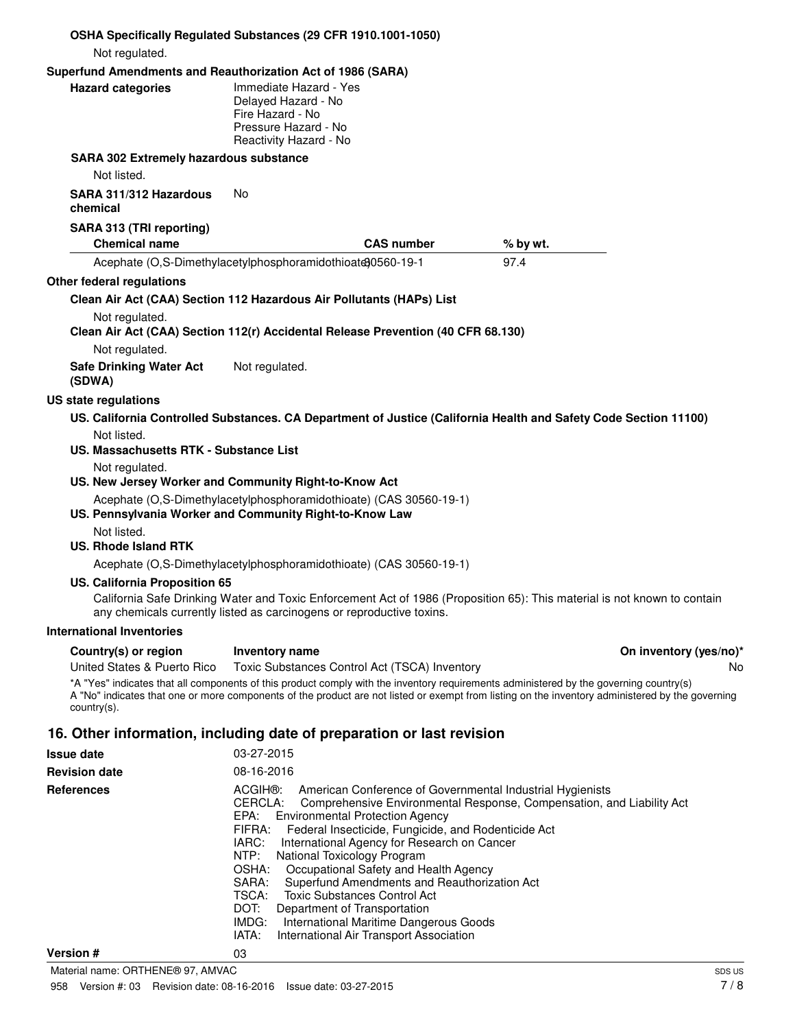**OSHA Specifically Regulated Substances (29 CFR 1910.1001-1050)**

Not regulated.

**Superfund Amendments and Reauthorization Act of 1986 (SARA)**

**Hazard categories**
Immediate Hazard - Yes
Delayed Hazard - No
Fire Hazard - No
Pressure Hazard - No
Reactivity Hazard - No

**SARA 302 Extremely hazardous substance**

Not listed.

**SARA 311/312 Hazardous chemical** No

**SARA 313 (TRI reporting)**

| Chemical name | CAS number | % by wt. |
|---|---|---|
| Acephate (O,S-Dimethylacetylphosphoramidothioate) | 30560-19-1 | 97.4 |

**Other federal regulations**

**Clean Air Act (CAA) Section 112 Hazardous Air Pollutants (HAPs) List**

Not regulated.

**Clean Air Act (CAA) Section 112(r) Accidental Release Prevention (40 CFR 68.130)**

Not regulated.

**Safe Drinking Water Act (SDWA)** Not regulated.

**US state regulations**

**US. California Controlled Substances. CA Department of Justice (California Health and Safety Code Section 11100)**

Not listed.

**US. Massachusetts RTK - Substance List**

Not regulated.

**US. New Jersey Worker and Community Right-to-Know Act**

Acephate (O,S-Dimethylacetylphosphoramidothioate) (CAS 30560-19-1)

**US. Pennsylvania Worker and Community Right-to-Know Law**

Not listed.

**US. Rhode Island RTK**

Acephate (O,S-Dimethylacetylphosphoramidothioate) (CAS 30560-19-1)

**US. California Proposition 65**

California Safe Drinking Water and Toxic Enforcement Act of 1986 (Proposition 65): This material is not known to contain any chemicals currently listed as carcinogens or reproductive toxins.

**International Inventories**

| Country(s) or region | Inventory name | On inventory (yes/no)* |
|---|---|---|
| United States & Puerto Rico | Toxic Substances Control Act (TSCA) Inventory | No |

*A "Yes" indicates that all components of this product comply with the inventory requirements administered by the governing country(s)
A "No" indicates that one or more components of the product are not listed or exempt from listing on the inventory administered by the governing country(s).

## 16. Other information, including date of preparation or last revision

**Issue date** 03-27-2015

**Revision date** 08-16-2016

**References**

ACGIH®: American Conference of Governmental Industrial Hygienists
CERCLA: Comprehensive Environmental Response, Compensation, and Liability Act
EPA: Environmental Protection Agency
FIFRA: Federal Insecticide, Fungicide, and Rodenticide Act
IARC: International Agency for Research on Cancer
NTP: National Toxicology Program
OSHA: Occupational Safety and Health Agency
SARA: Superfund Amendments and Reauthorization Act
TSCA: Toxic Substances Control Act
DOT: Department of Transportation
IMDG: International Maritime Dangerous Goods
IATA: International Air Transport Association

**Version #** 03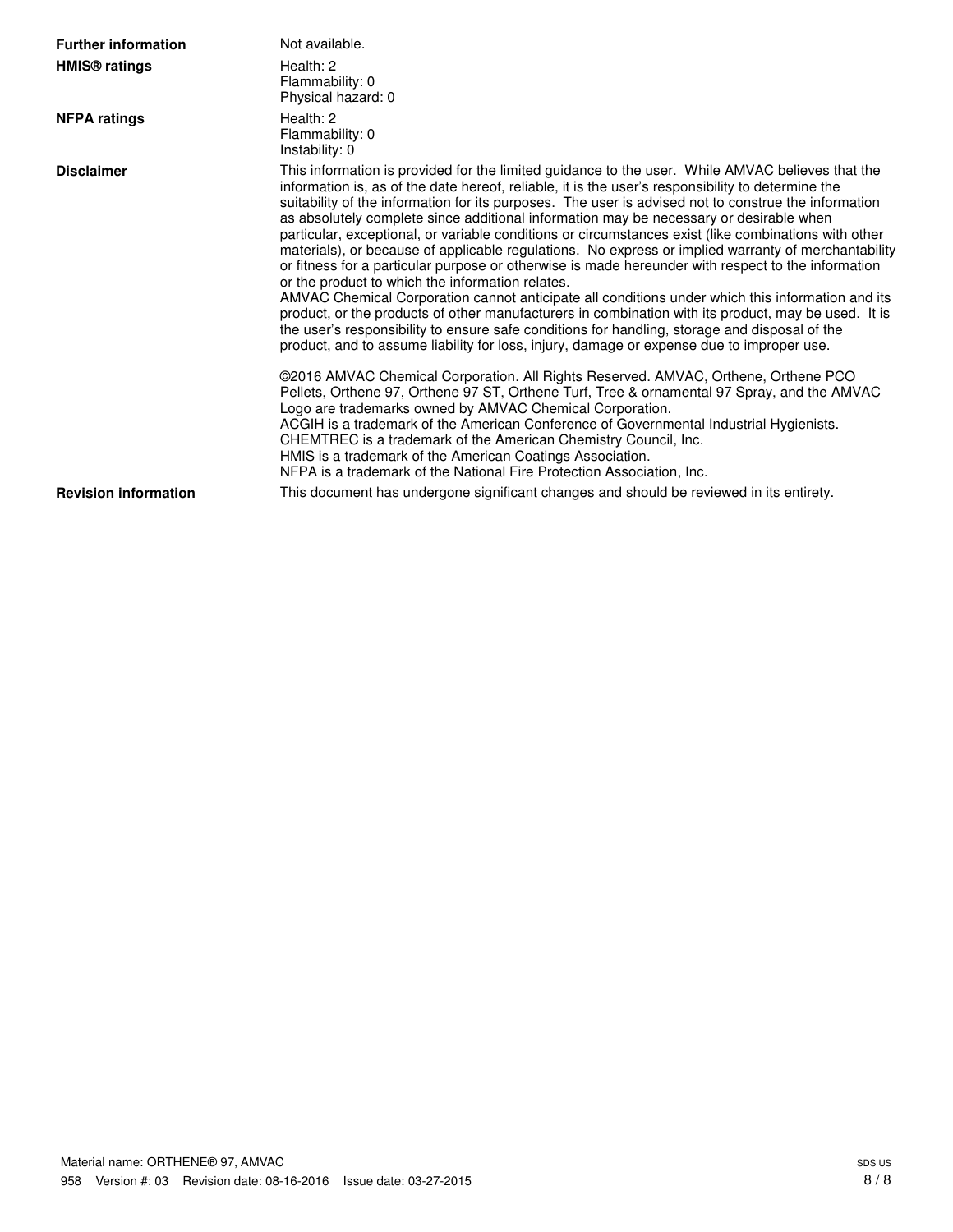**Further information** Not available.

**HMIS® ratings**
Health: 2
Flammability: 0
Physical hazard: 0

**NFPA ratings**
Health: 2
Flammability: 0
Instability: 0

**Disclaimer**

This information is provided for the limited guidance to the user. While AMVAC believes that the information is, as of the date hereof, reliable, it is the user's responsibility to determine the suitability of the information for its purposes. The user is advised not to construe the information as absolutely complete since additional information may be necessary or desirable when particular, exceptional, or variable conditions or circumstances exist (like combinations with other materials), or because of applicable regulations. No express or implied warranty of merchantability or fitness for a particular purpose or otherwise is made hereunder with respect to the information or the product to which the information relates.
AMVAC Chemical Corporation cannot anticipate all conditions under which this information and its product, or the products of other manufacturers in combination with its product, may be used. It is the user's responsibility to ensure safe conditions for handling, storage and disposal of the product, and to assume liability for loss, injury, damage or expense due to improper use.

©2016 AMVAC Chemical Corporation. All Rights Reserved. AMVAC, Orthene, Orthene PCO Pellets, Orthene 97, Orthene 97 ST, Orthene Turf, Tree & ornamental 97 Spray, and the AMVAC Logo are trademarks owned by AMVAC Chemical Corporation.
ACGIH is a trademark of the American Conference of Governmental Industrial Hygienists.
CHEMTREC is a trademark of the American Chemistry Council, Inc.
HMIS is a trademark of the American Coatings Association.
NFPA is a trademark of the National Fire Protection Association, Inc.

**Revision information** This document has undergone significant changes and should be reviewed in its entirety.